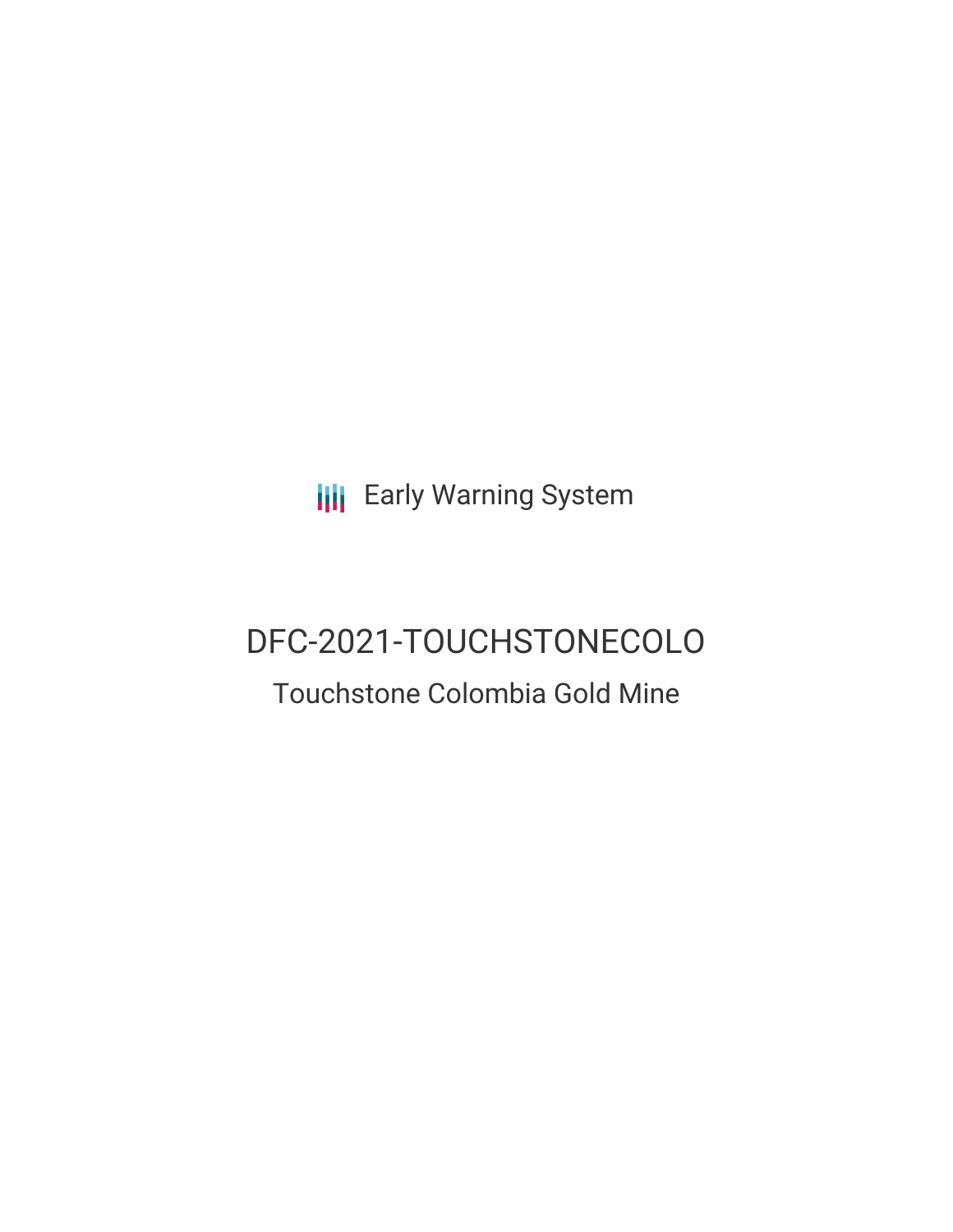Early Warning System

# DFC-2021-TOUCHSTONECOLO

## Touchstone Colombia Gold Mine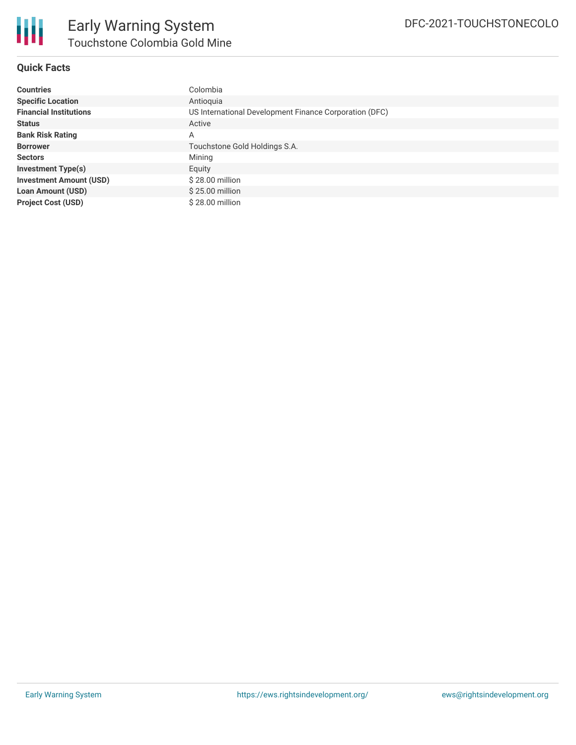## Quick Facts

| | |
|---|---|
| **Countries** | Colombia |
| **Specific Location** | Antioquia |
| **Financial Institutions** | US International Development Finance Corporation (DFC) |
| **Status** | Active |
| **Bank Risk Rating** | A |
| **Borrower** | Touchstone Gold Holdings S.A. |
| **Sectors** | Mining |
| **Investment Type(s)** | Equity |
| **Investment Amount (USD)** | $ 28.00 million |
| **Loan Amount (USD)** | $ 25.00 million |
| **Project Cost (USD)** | $ 28.00 million |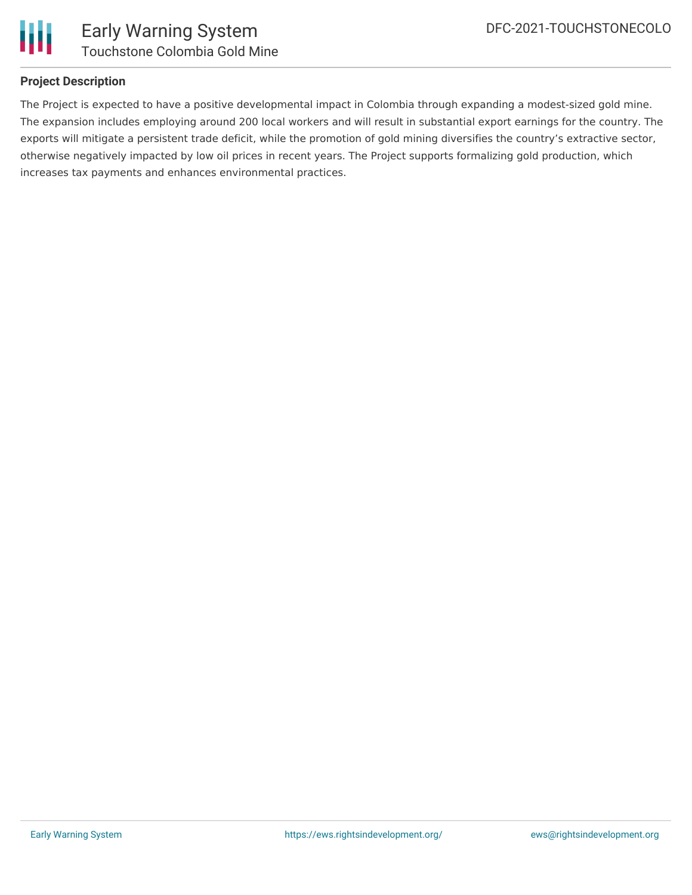**Project Description**

The Project is expected to have a positive developmental impact in Colombia through expanding a modest-sized gold mine. The expansion includes employing around 200 local workers and will result in substantial export earnings for the country. The exports will mitigate a persistent trade deficit, while the promotion of gold mining diversifies the country's extractive sector, otherwise negatively impacted by low oil prices in recent years. The Project supports formalizing gold production, which increases tax payments and enhances environmental practices.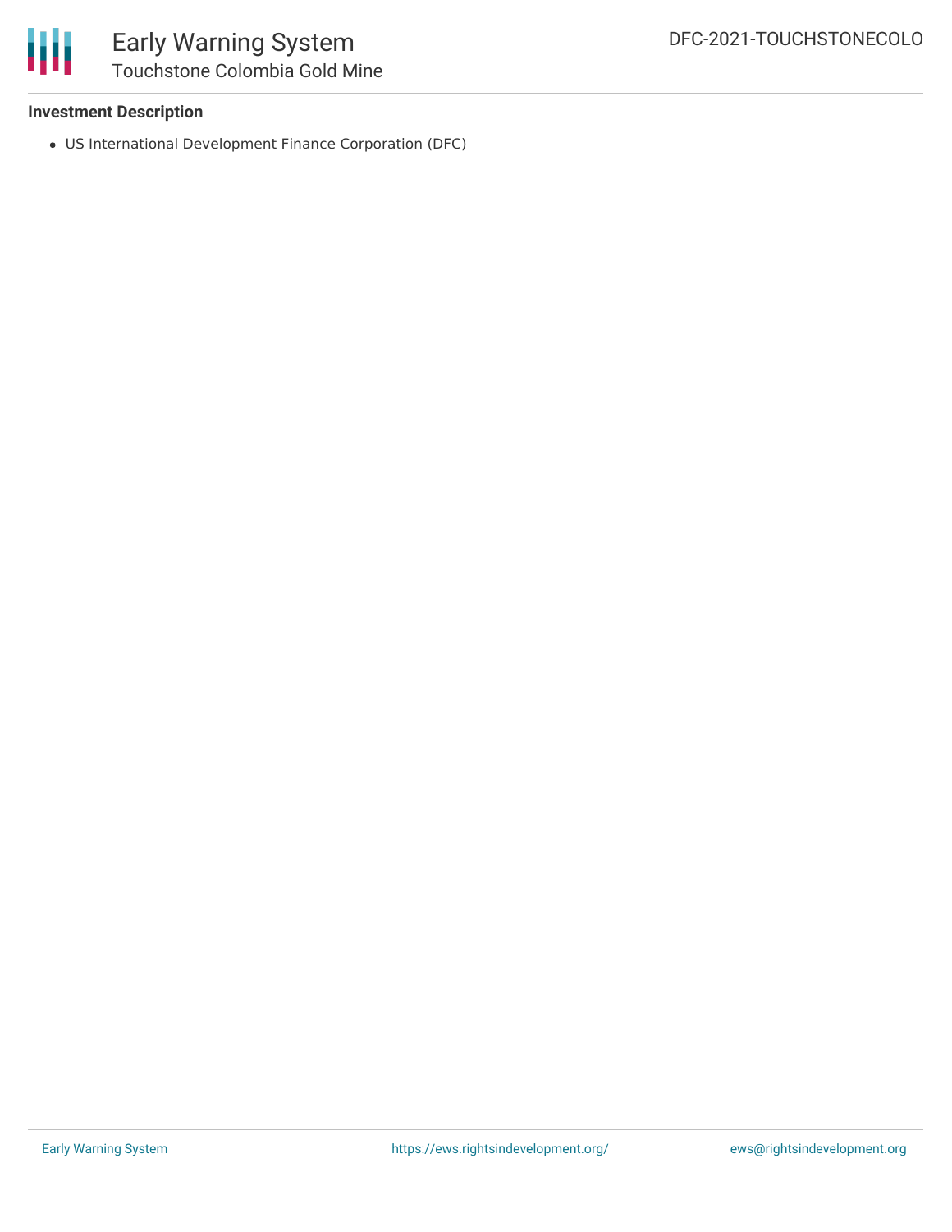**Investment Description**

- US International Development Finance Corporation (DFC)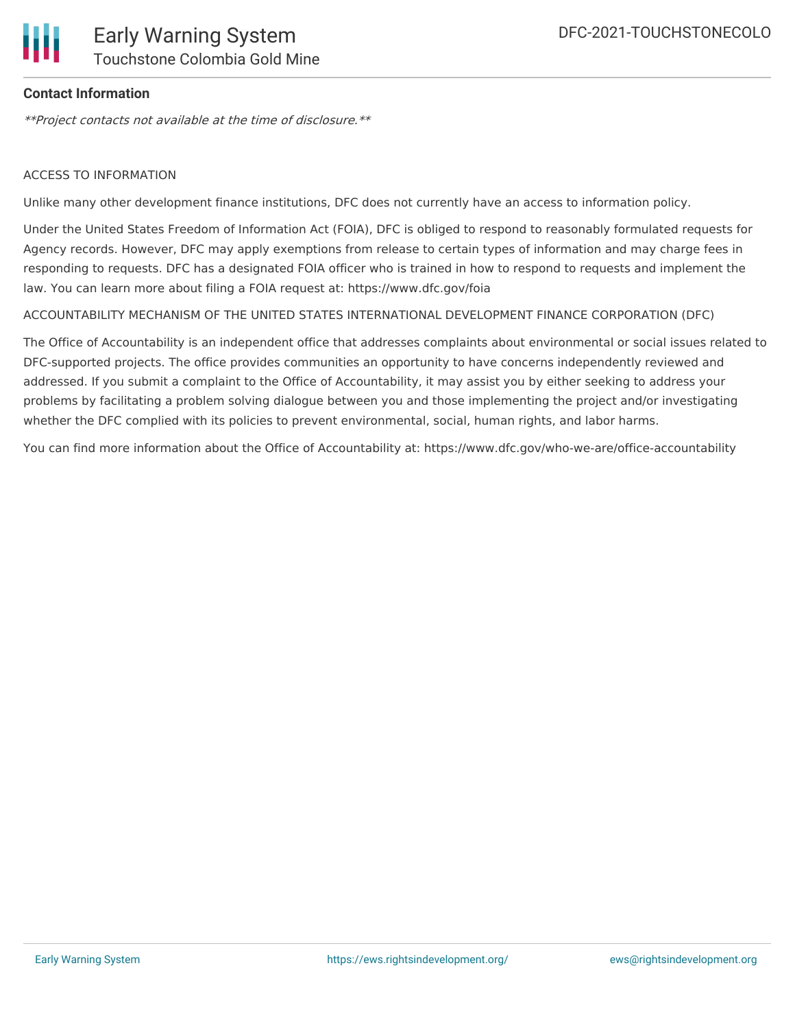**Contact Information**

*\*\*Project contacts not available at the time of disclosure.\*\**

ACCESS TO INFORMATION

Unlike many other development finance institutions, DFC does not currently have an access to information policy.

Under the United States Freedom of Information Act (FOIA), DFC is obliged to respond to reasonably formulated requests for Agency records. However, DFC may apply exemptions from release to certain types of information and may charge fees in responding to requests. DFC has a designated FOIA officer who is trained in how to respond to requests and implement the law. You can learn more about filing a FOIA request at: https://www.dfc.gov/foia

ACCOUNTABILITY MECHANISM OF THE UNITED STATES INTERNATIONAL DEVELOPMENT FINANCE CORPORATION (DFC)

The Office of Accountability is an independent office that addresses complaints about environmental or social issues related to DFC-supported projects. The office provides communities an opportunity to have concerns independently reviewed and addressed. If you submit a complaint to the Office of Accountability, it may assist you by either seeking to address your problems by facilitating a problem solving dialogue between you and those implementing the project and/or investigating whether the DFC complied with its policies to prevent environmental, social, human rights, and labor harms.

You can find more information about the Office of Accountability at: https://www.dfc.gov/who-we-are/office-accountability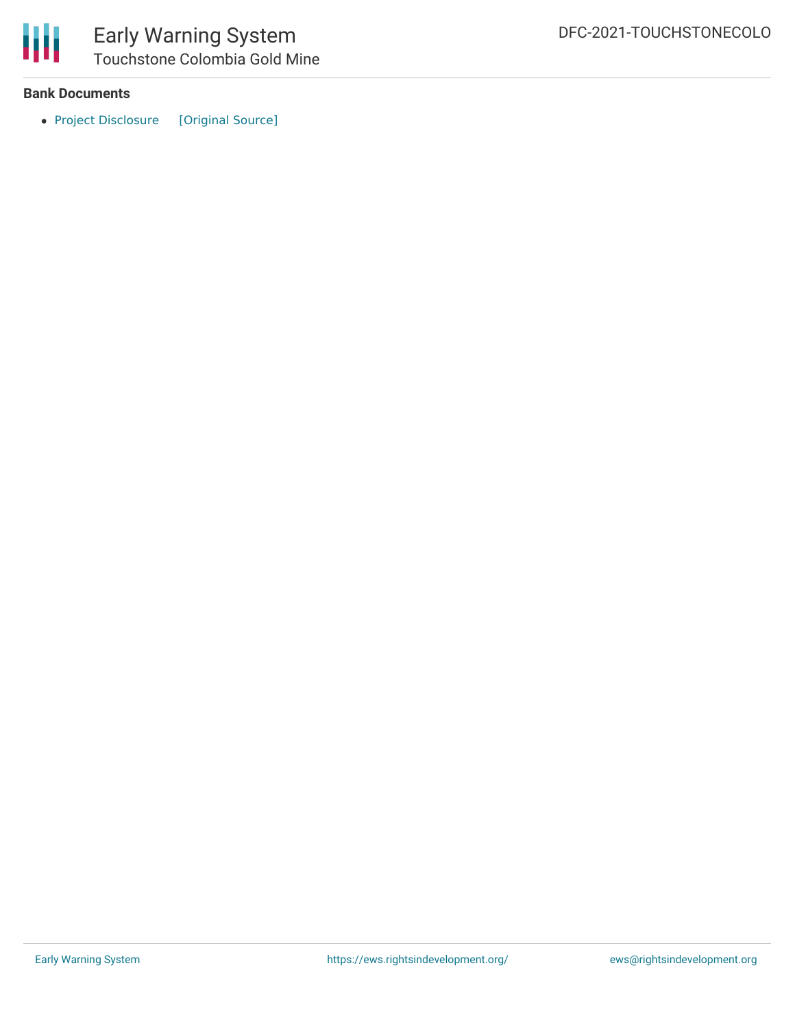**Bank Documents**

- Project Disclosure [Original Source]